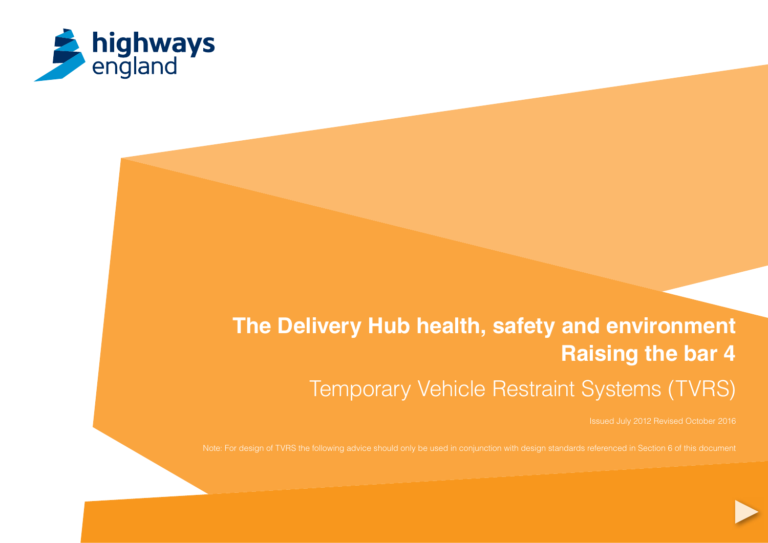highways england

# The Delivery Hub health, safety and environment Raising the bar 4

## Temporary Vehicle Restraint Systems (TVRS)

Issued July 2012 Revised October 2016

Note: For design of TVRS the following advice should only be used in conjunction with design standards referenced in Section 6 of this document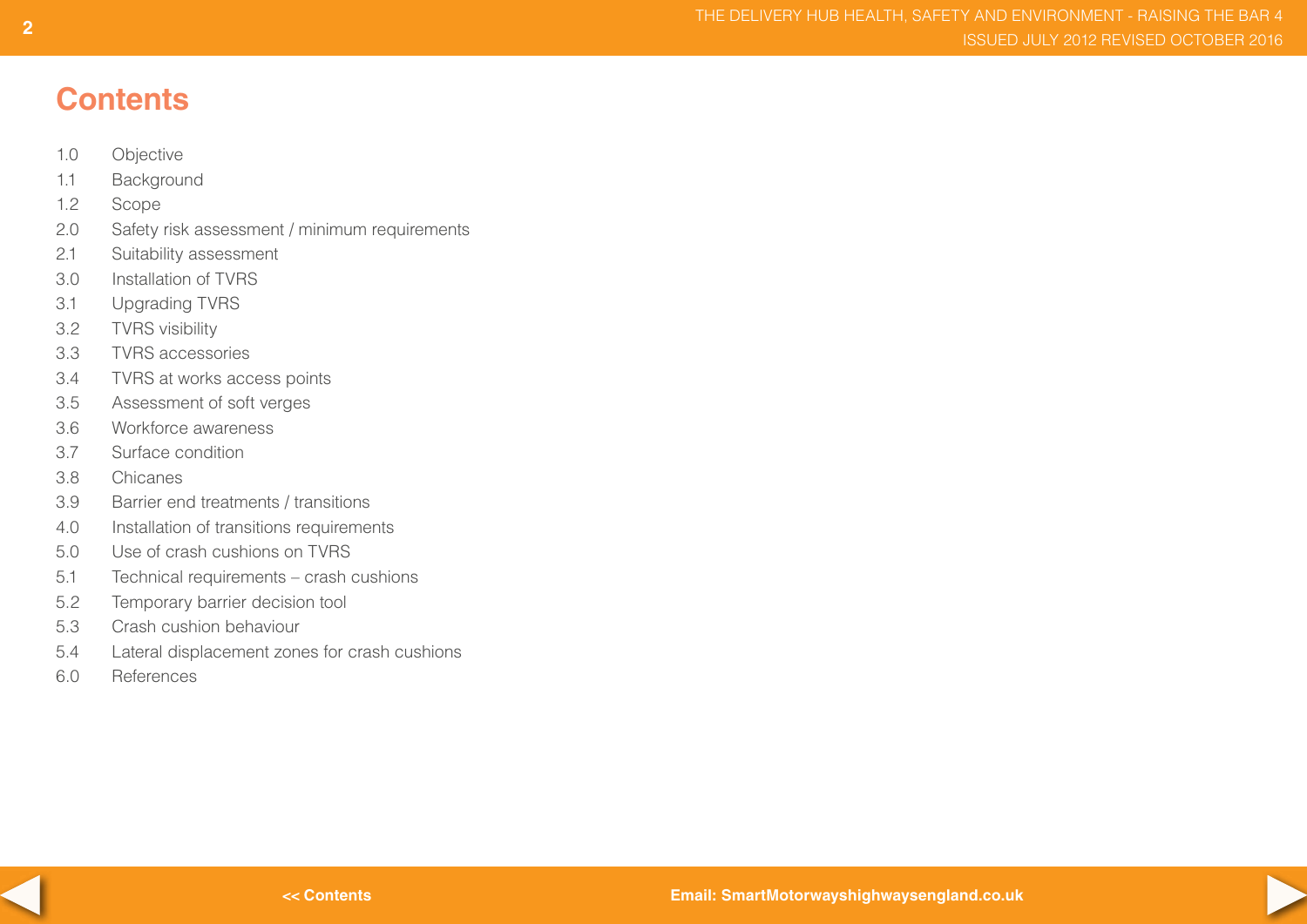# Contents

1.0 Objective
1.1 Background
1.2 Scope
2.0 Safety risk assessment / minimum requirements
2.1 Suitability assessment
3.0 Installation of TVRS
3.1 Upgrading TVRS
3.2 TVRS visibility
3.3 TVRS accessories
3.4 TVRS at works access points
3.5 Assessment of soft verges
3.6 Workforce awareness
3.7 Surface condition
3.8 Chicanes
3.9 Barrier end treatments / transitions
4.0 Installation of transitions requirements
5.0 Use of crash cushions on TVRS
5.1 Technical requirements – crash cushions
5.2 Temporary barrier decision tool
5.3 Crash cushion behaviour
5.4 Lateral displacement zones for crash cushions
6.0 References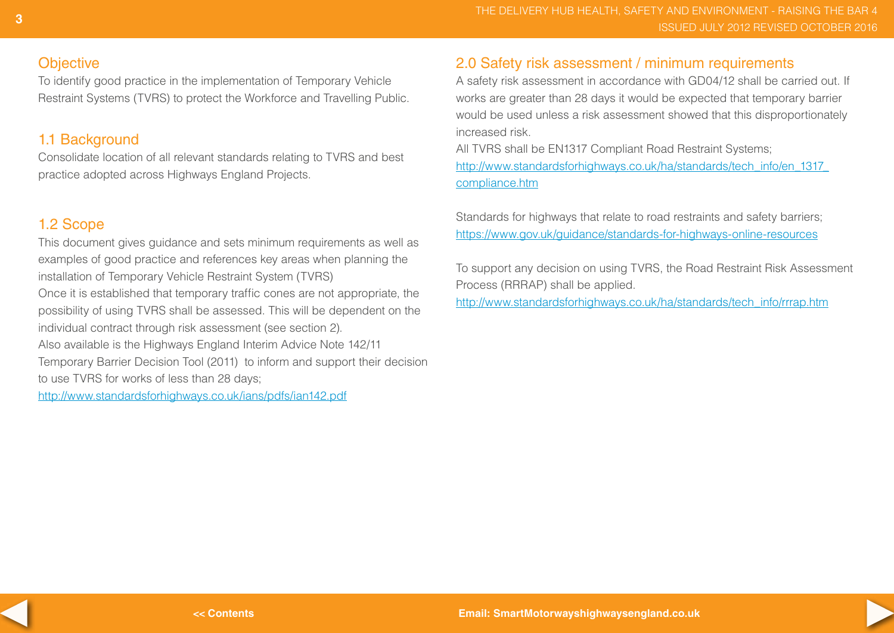## Objective

To identify good practice in the implementation of Temporary Vehicle Restraint Systems (TVRS) to protect the Workforce and Travelling Public.

## 1.1 Background

Consolidate location of all relevant standards relating to TVRS and best practice adopted across Highways England Projects.

## 1.2 Scope

This document gives guidance and sets minimum requirements as well as examples of good practice and references key areas when planning the installation of Temporary Vehicle Restraint System (TVRS)

Once it is established that temporary traffic cones are not appropriate, the possibility of using TVRS shall be assessed. This will be dependent on the individual contract through risk assessment (see section 2).

Also available is the Highways England Interim Advice Note 142/11 Temporary Barrier Decision Tool (2011) to inform and support their decision to use TVRS for works of less than 28 days;

http://www.standardsforhighways.co.uk/ians/pdfs/ian142.pdf

## 2.0 Safety risk assessment / minimum requirements

A safety risk assessment in accordance with GD04/12 shall be carried out. If works are greater than 28 days it would be expected that temporary barrier would be used unless a risk assessment showed that this disproportionately increased risk.

All TVRS shall be EN1317 Compliant Road Restraint Systems;

http://www.standardsforhighways.co.uk/ha/standards/tech_info/en_1317_compliance.htm

Standards for highways that relate to road restraints and safety barriers;

https://www.gov.uk/guidance/standards-for-highways-online-resources

To support any decision on using TVRS, the Road Restraint Risk Assessment Process (RRRAP) shall be applied.

http://www.standardsforhighways.co.uk/ha/standards/tech_info/rrrap.htm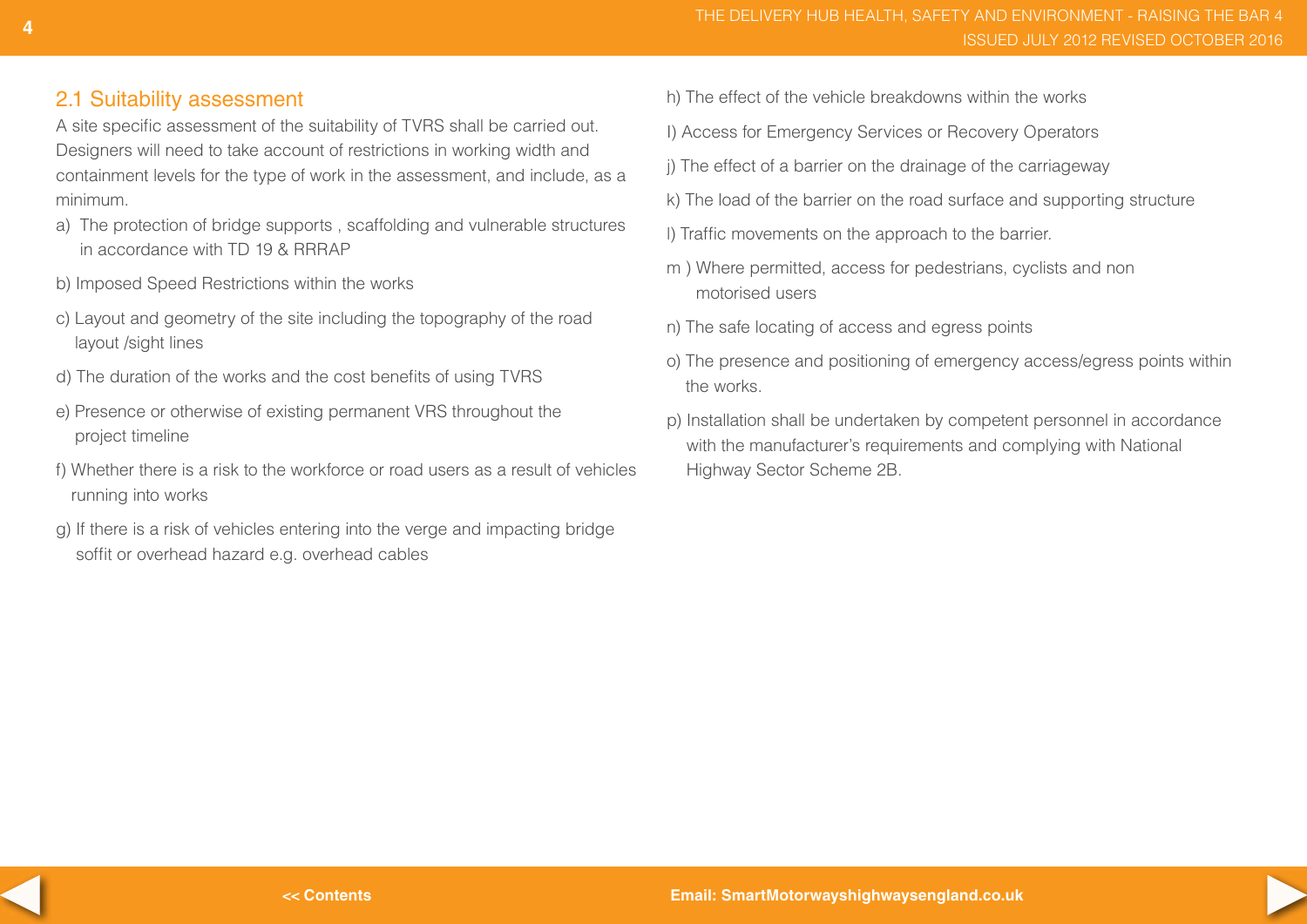## 2.1 Suitability assessment

A site specific assessment of the suitability of TVRS shall be carried out. Designers will need to take account of restrictions in working width and containment levels for the type of work in the assessment, and include, as a minimum.

a) The protection of bridge supports , scaffolding and vulnerable structures in accordance with TD 19 & RRRAP

b) Imposed Speed Restrictions within the works

c) Layout and geometry of the site including the topography of the road layout /sight lines

d) The duration of the works and the cost benefits of using TVRS

e) Presence or otherwise of existing permanent VRS throughout the project timeline

f) Whether there is a risk to the workforce or road users as a result of vehicles running into works

g) If there is a risk of vehicles entering into the verge and impacting bridge soffit or overhead hazard e.g. overhead cables

h) The effect of the vehicle breakdowns within the works

I) Access for Emergency Services or Recovery Operators

j) The effect of a barrier on the drainage of the carriageway

k) The load of the barrier on the road surface and supporting structure

l) Traffic movements on the approach to the barrier.

m ) Where permitted, access for pedestrians, cyclists and non motorised users

n) The safe locating of access and egress points

o) The presence and positioning of emergency access/egress points within the works.

p) Installation shall be undertaken by competent personnel in accordance with the manufacturer's requirements and complying with National Highway Sector Scheme 2B.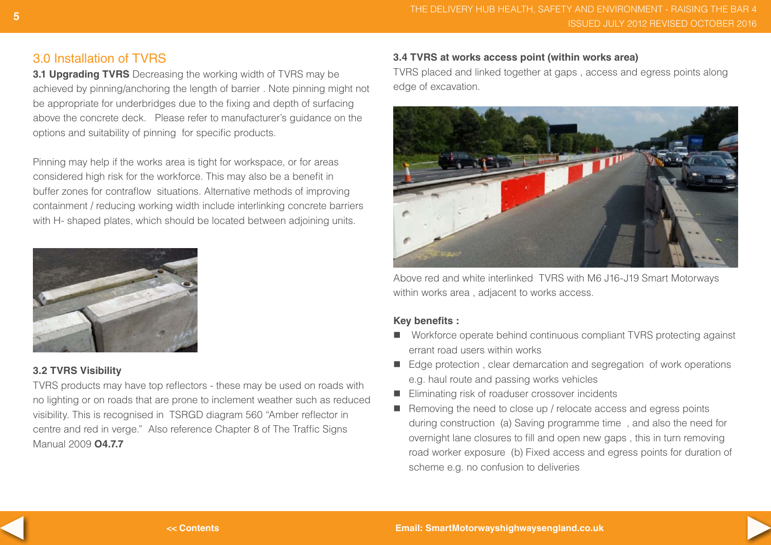## 3.0 Installation of TVRS

**3.1 Upgrading TVRS** Decreasing the working width of TVRS may be achieved by pinning/anchoring the length of barrier . Note pinning might not be appropriate for underbridges due to the fixing and depth of surfacing above the concrete deck. Please refer to manufacturer's guidance on the options and suitability of pinning for specific products.

Pinning may help if the works area is tight for workspace, or for areas considered high risk for the workforce. This may also be a benefit in buffer zones for contraflow situations. Alternative methods of improving containment / reducing working width include interlinking concrete barriers with H- shaped plates, which should be located between adjoining units.

### 3.2 TVRS Visibility

TVRS products may have top reflectors - these may be used on roads with no lighting or on roads that are prone to inclement weather such as reduced visibility. This is recognised in TSRGD diagram 560 "Amber reflector in centre and red in verge." Also reference Chapter 8 of The Traffic Signs Manual 2009 **O4.7.7**

### 3.4 TVRS at works access point (within works area)

TVRS placed and linked together at gaps , access and egress points along edge of excavation.

Above red and white interlinked TVRS with M6 J16-J19 Smart Motorways within works area , adjacent to works access.

**Key benefits :**

- Workforce operate behind continuous compliant TVRS protecting against errant road users within works
- Edge protection , clear demarcation and segregation of work operations e.g. haul route and passing works vehicles
- Eliminating risk of roaduser crossover incidents
- Removing the need to close up / relocate access and egress points during construction (a) Saving programme time , and also the need for overnight lane closures to fill and open new gaps , this in turn removing road worker exposure (b) Fixed access and egress points for duration of scheme e.g. no confusion to deliveries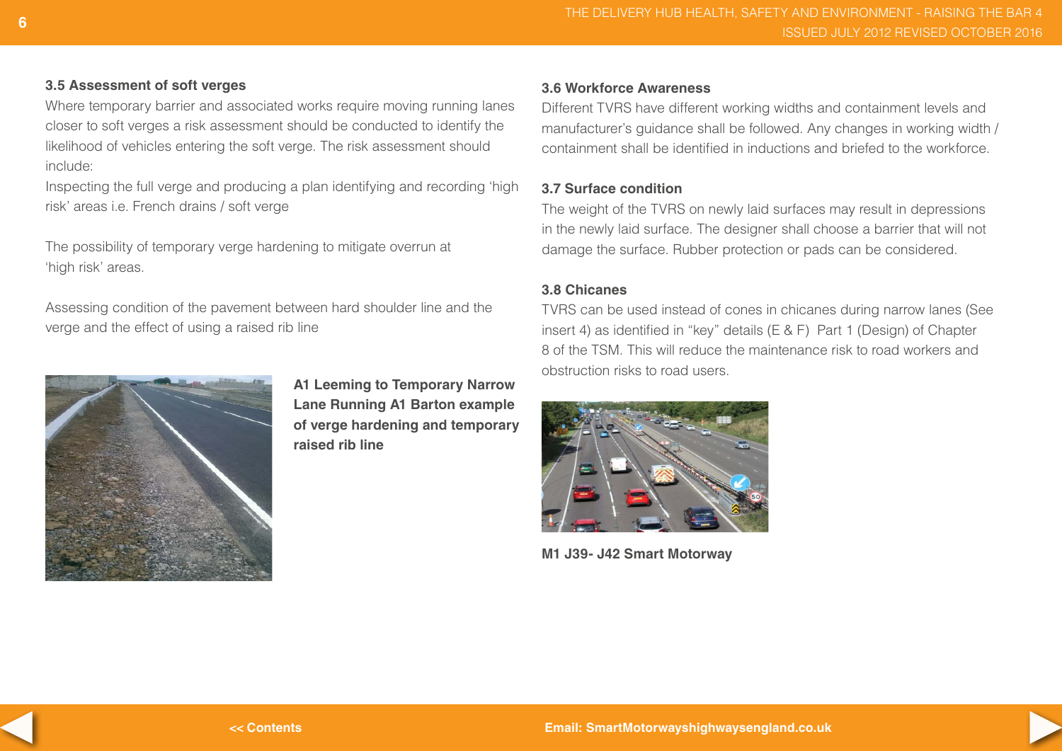### 3.5 Assessment of soft verges

Where temporary barrier and associated works require moving running lanes closer to soft verges a risk assessment should be conducted to identify the likelihood of vehicles entering the soft verge. The risk assessment should include:

Inspecting the full verge and producing a plan identifying and recording 'high risk' areas i.e. French drains / soft verge

The possibility of temporary verge hardening to mitigate overrun at 'high risk' areas.

Assessing condition of the pavement between hard shoulder line and the verge and the effect of using a raised rib line

**A1 Leeming to Temporary Narrow Lane Running A1 Barton example of verge hardening and temporary raised rib line**

### 3.6 Workforce Awareness

Different TVRS have different working widths and containment levels and manufacturer's guidance shall be followed. Any changes in working width / containment shall be identified in inductions and briefed to the workforce.

### 3.7 Surface condition

The weight of the TVRS on newly laid surfaces may result in depressions in the newly laid surface. The designer shall choose a barrier that will not damage the surface. Rubber protection or pads can be considered.

### 3.8 Chicanes

TVRS can be used instead of cones in chicanes during narrow lanes (See insert 4) as identified in "key" details (E & F) Part 1 (Design) of Chapter 8 of the TSM. This will reduce the maintenance risk to road workers and obstruction risks to road users.

**M1 J39- J42 Smart Motorway**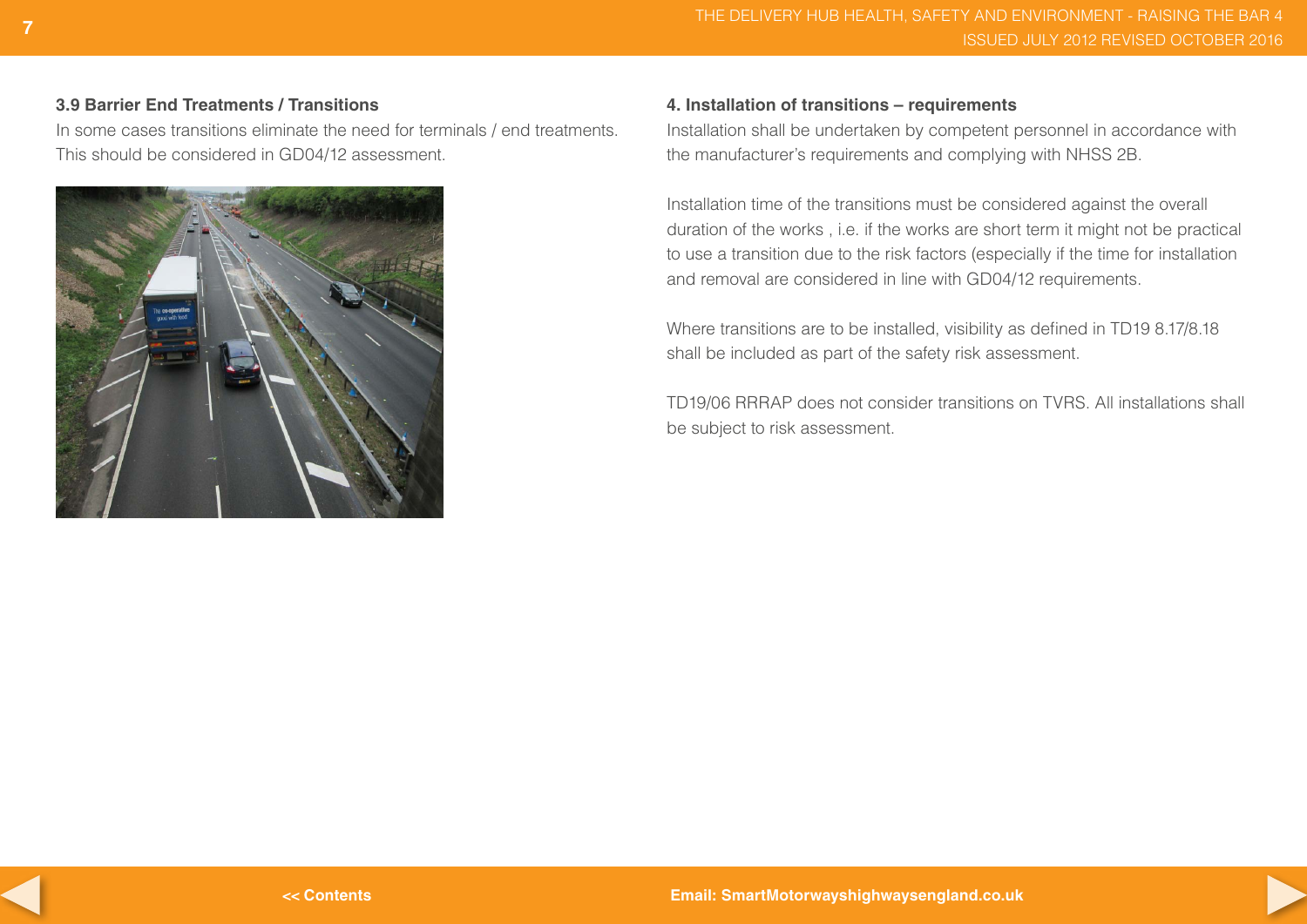### 3.9 Barrier End Treatments / Transitions

In some cases transitions eliminate the need for terminals / end treatments. This should be considered in GD04/12 assessment.

### 4. Installation of transitions – requirements

Installation shall be undertaken by competent personnel in accordance with the manufacturer's requirements and complying with NHSS 2B.

Installation time of the transitions must be considered against the overall duration of the works , i.e. if the works are short term it might not be practical to use a transition due to the risk factors (especially if the time for installation and removal are considered in line with GD04/12 requirements.

Where transitions are to be installed, visibility as defined in TD19 8.17/8.18 shall be included as part of the safety risk assessment.

TD19/06 RRRAP does not consider transitions on TVRS. All installations shall be subject to risk assessment.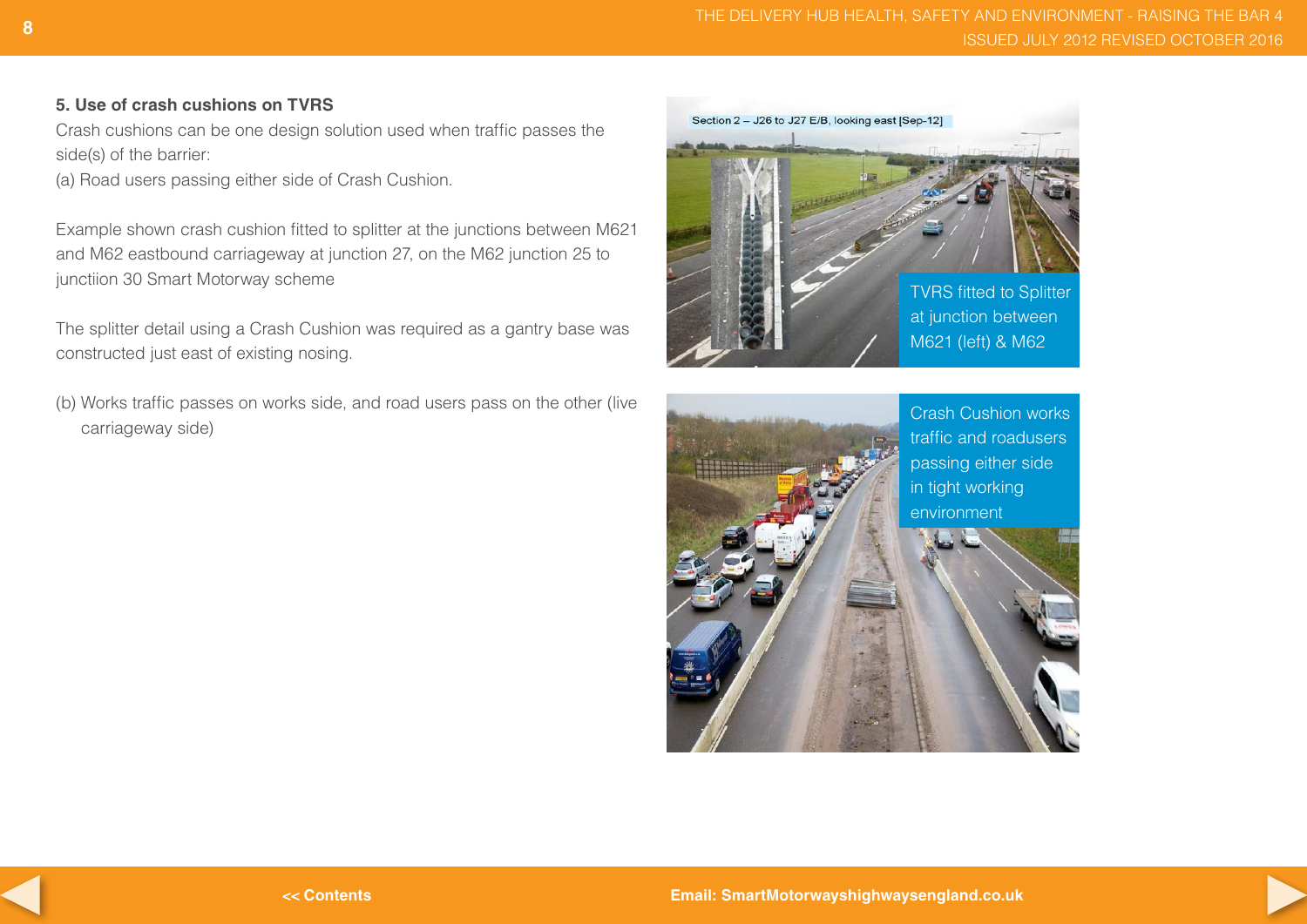### 5. Use of crash cushions on TVRS

Crash cushions can be one design solution used when traffic passes the side(s) of the barrier:

(a) Road users passing either side of Crash Cushion.

Example shown crash cushion fitted to splitter at the junctions between M621 and M62 eastbound carriageway at junction 27, on the M62 junction 25 to junctiion 30 Smart Motorway scheme

The splitter detail using a Crash Cushion was required as a gantry base was constructed just east of existing nosing.

(b) Works traffic passes on works side, and road users pass on the other (live carriageway side)

TVRS fitted to Splitter at junction between M621 (left) & M62

Crash Cushion works traffic and roadusers passing either side in tight working environment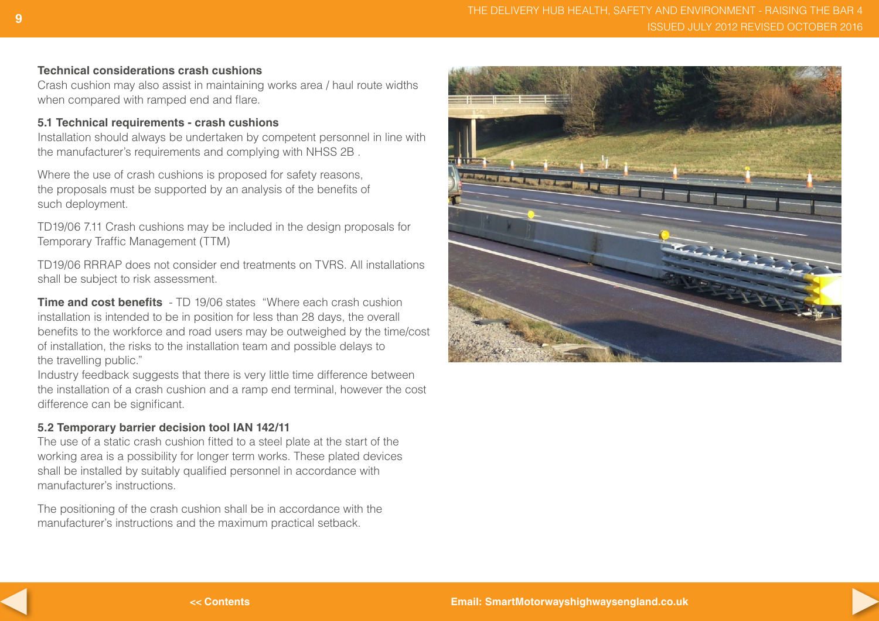### Technical considerations crash cushions

Crash cushion may also assist in maintaining works area / haul route widths when compared with ramped end and flare.

### 5.1 Technical requirements - crash cushions

Installation should always be undertaken by competent personnel in line with the manufacturer's requirements and complying with NHSS 2B .

Where the use of crash cushions is proposed for safety reasons, the proposals must be supported by an analysis of the benefits of such deployment.

TD19/06 7.11 Crash cushions may be included in the design proposals for Temporary Traffic Management (TTM)

TD19/06 RRRAP does not consider end treatments on TVRS. All installations shall be subject to risk assessment.

**Time and cost benefits** - TD 19/06 states "Where each crash cushion installation is intended to be in position for less than 28 days, the overall benefits to the workforce and road users may be outweighed by the time/cost of installation, the risks to the installation team and possible delays to the travelling public."

Industry feedback suggests that there is very little time difference between the installation of a crash cushion and a ramp end terminal, however the cost difference can be significant.

### 5.2 Temporary barrier decision tool IAN 142/11

The use of a static crash cushion fitted to a steel plate at the start of the working area is a possibility for longer term works. These plated devices shall be installed by suitably qualified personnel in accordance with manufacturer's instructions.

The positioning of the crash cushion shall be in accordance with the manufacturer's instructions and the maximum practical setback.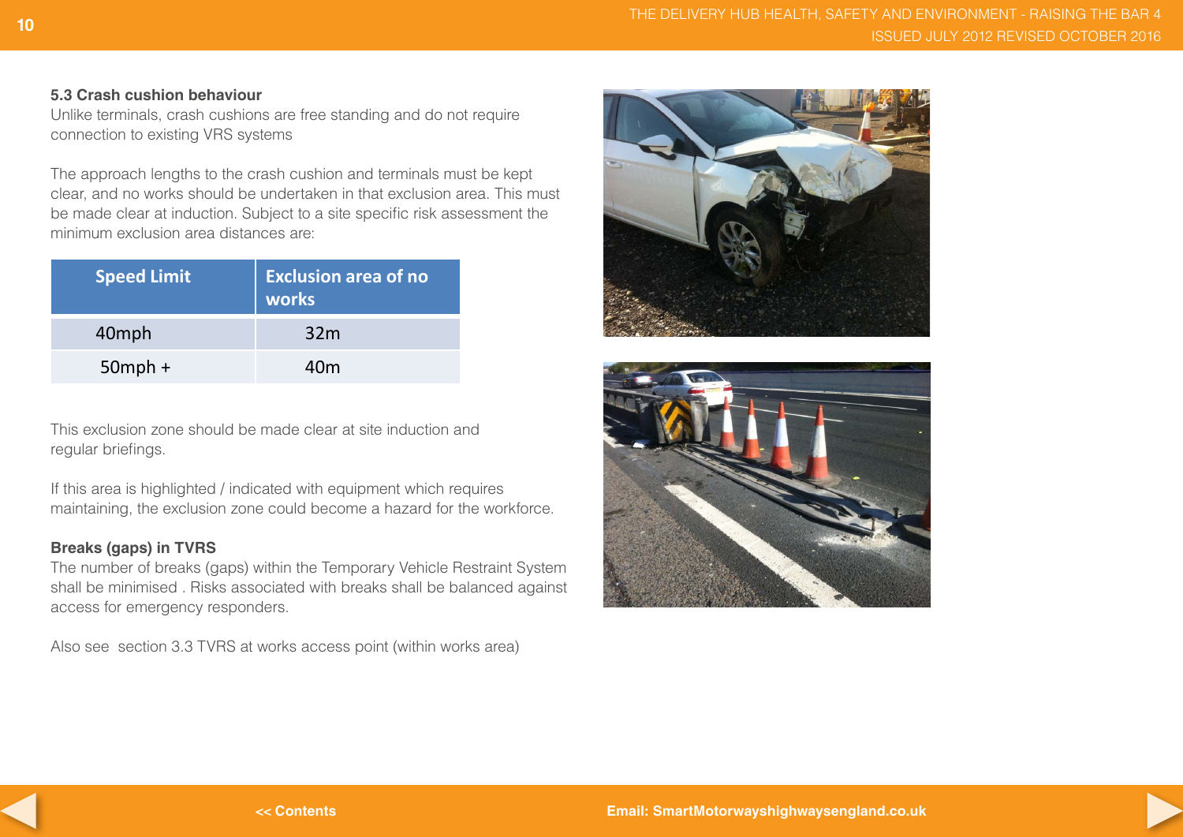### 5.3 Crash cushion behaviour

Unlike terminals, crash cushions are free standing and do not require connection to existing VRS systems

The approach lengths to the crash cushion and terminals must be kept clear, and no works should be undertaken in that exclusion area. This must be made clear at induction. Subject to a site specific risk assessment the minimum exclusion area distances are:

| Speed Limit | Exclusion area of no works |
| --- | --- |
| 40mph | 32m |
| 50mph + | 40m |

This exclusion zone should be made clear at site induction and regular briefings.

If this area is highlighted / indicated with equipment which requires maintaining, the exclusion zone could become a hazard for the workforce.

### Breaks (gaps) in TVRS

The number of breaks (gaps) within the Temporary Vehicle Restraint System shall be minimised . Risks associated with breaks shall be balanced against access for emergency responders.

Also see section 3.3 TVRS at works access point (within works area)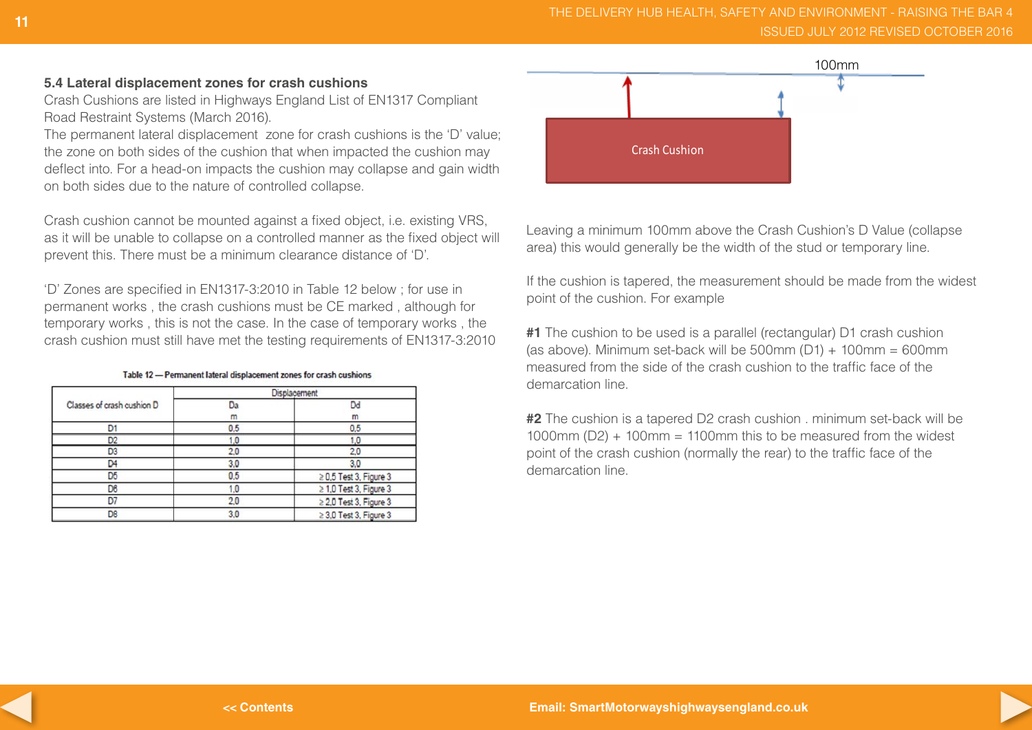### 5.4 Lateral displacement zones for crash cushions

Crash Cushions are listed in Highways England List of EN1317 Compliant Road Restraint Systems (March 2016).

The permanent lateral displacement zone for crash cushions is the 'D' value; the zone on both sides of the cushion that when impacted the cushion may deflect into. For a head-on impacts the cushion may collapse and gain width on both sides due to the nature of controlled collapse.

Crash cushion cannot be mounted against a fixed object, i.e. existing VRS, as it will be unable to collapse on a controlled manner as the fixed object will prevent this. There must be a minimum clearance distance of 'D'.

'D' Zones are specified in EN1317-3:2010 in Table 12 below ; for use in permanent works , the crash cushions must be CE marked , although for temporary works , this is not the case. In the case of temporary works , the crash cushion must still have met the testing requirements of EN1317-3:2010

Table 12 — Permanent lateral displacement zones for crash cushions

| Classes of crash cushion D | Displacement | |
|---|---|---|
| | Da | Dd |
| | m | m |
| D1 | 0,5 | 0,5 |
| D2 | 1,0 | 1,0 |
| D3 | 2,0 | 2,0 |
| D4 | 3,0 | 3,0 |
| D5 | 0,5 | ≥ 0,5 Test 3, Figure 3 |
| D6 | 1,0 | ≥ 1,0 Test 3, Figure 3 |
| D7 | 2,0 | ≥ 2,0 Test 3, Figure 3 |
| D8 | 3,0 | ≥ 3,0 Test 3, Figure 3 |

100mm

Crash Cushion

Leaving a minimum 100mm above the Crash Cushion's D Value (collapse area) this would generally be the width of the stud or temporary line.

If the cushion is tapered, the measurement should be made from the widest point of the cushion. For example

**#1** The cushion to be used is a parallel (rectangular) D1 crash cushion (as above). Minimum set-back will be 500mm (D1) + 100mm = 600mm measured from the side of the crash cushion to the traffic face of the demarcation line.

**#2** The cushion is a tapered D2 crash cushion . minimum set-back will be 1000mm (D2) + 100mm = 1100mm this to be measured from the widest point of the crash cushion (normally the rear) to the traffic face of the demarcation line.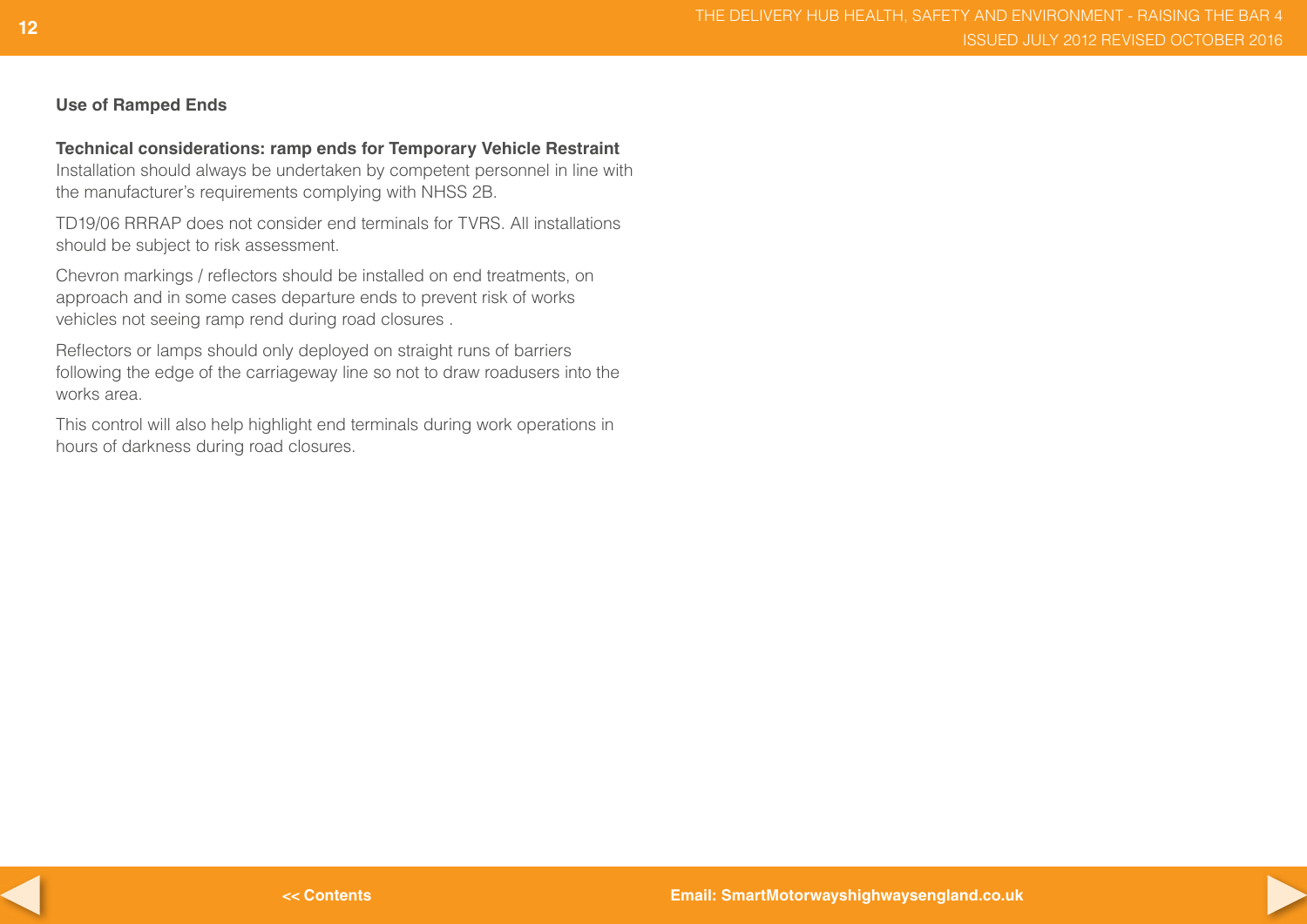## Use of Ramped Ends

**Technical considerations: ramp ends for Temporary Vehicle Restraint**

Installation should always be undertaken by competent personnel in line with the manufacturer's requirements complying with NHSS 2B.

TD19/06 RRRAP does not consider end terminals for TVRS. All installations should be subject to risk assessment.

Chevron markings / reflectors should be installed on end treatments, on approach and in some cases departure ends to prevent risk of works vehicles not seeing ramp rend during road closures .

Reflectors or lamps should only deployed on straight runs of barriers following the edge of the carriageway line so not to draw roadusers into the works area.

This control will also help highlight end terminals during work operations in hours of darkness during road closures.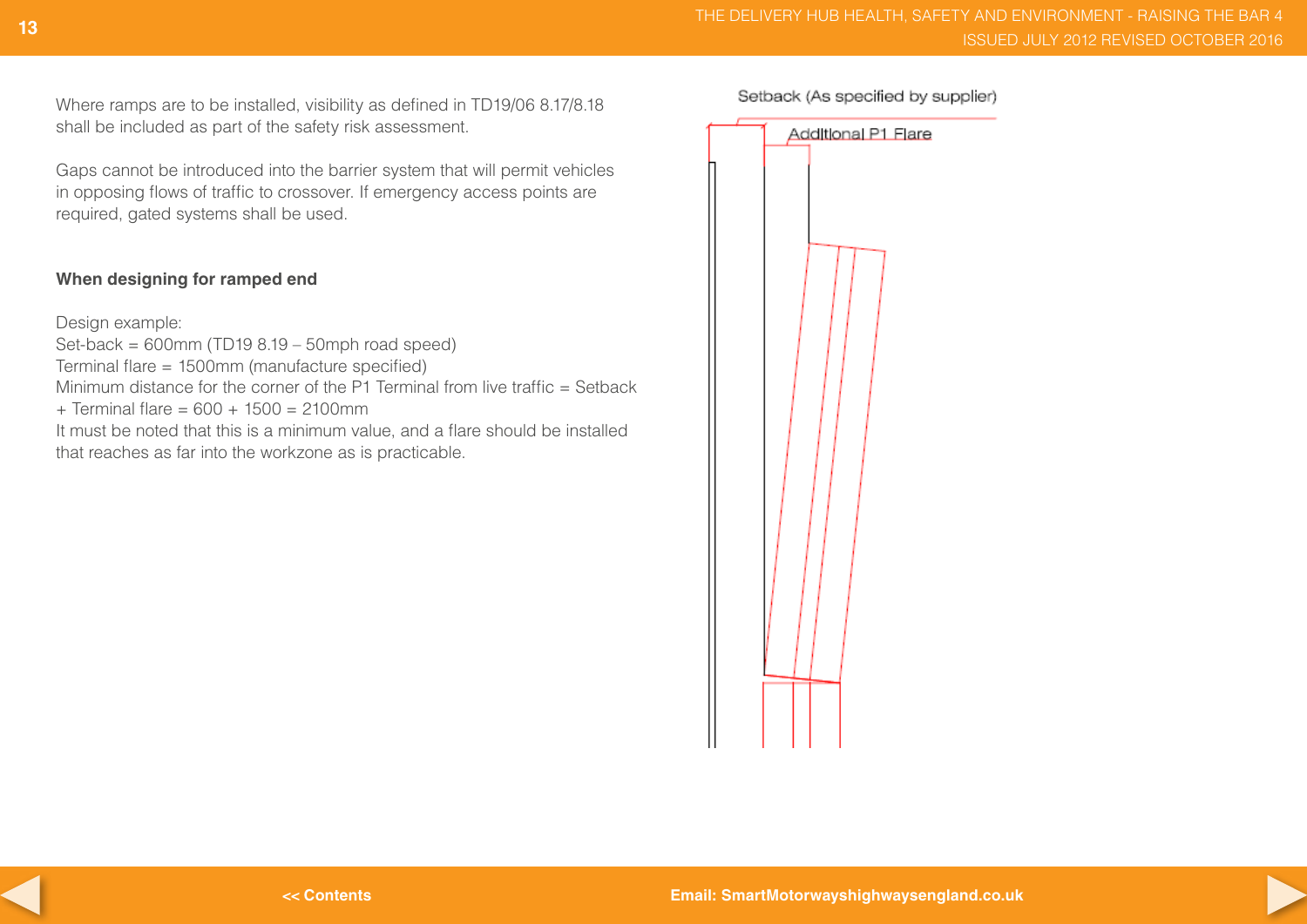Where ramps are to be installed, visibility as defined in TD19/06 8.17/8.18 shall be included as part of the safety risk assessment.

Gaps cannot be introduced into the barrier system that will permit vehicles in opposing flows of traffic to crossover. If emergency access points are required, gated systems shall be used.

**When designing for ramped end**

Design example:
Set-back = 600mm (TD19 8.19 – 50mph road speed)
Terminal flare = 1500mm (manufacture specified)
Minimum distance for the corner of the P1 Terminal from live traffic = Setback + Terminal flare = 600 + 1500 = 2100mm
It must be noted that this is a minimum value, and a flare should be installed that reaches as far into the workzone as is practicable.

Setback (As specified by supplier)

Additional P1 Flare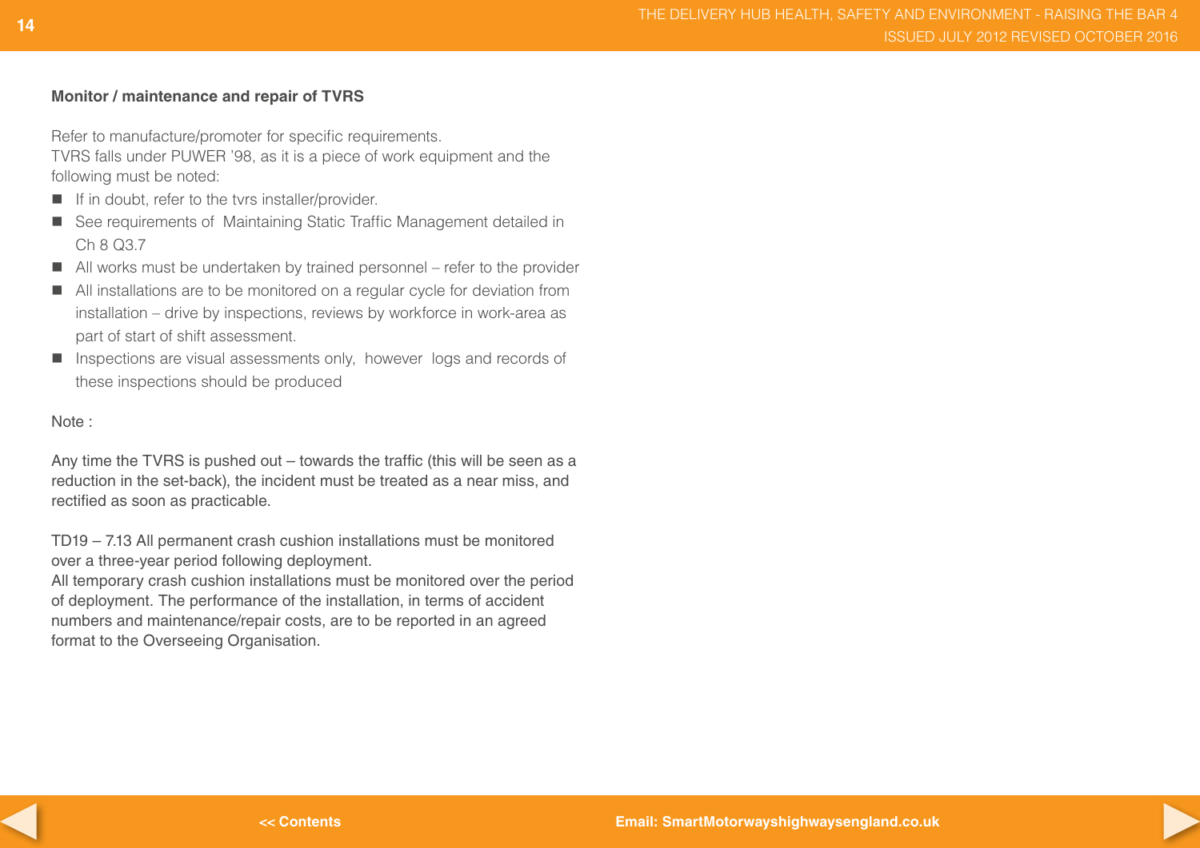**Monitor / maintenance and repair of TVRS**

Refer to manufacture/promoter for specific requirements.
TVRS falls under PUWER '98, as it is a piece of work equipment and the following must be noted:

- If in doubt, refer to the tvrs installer/provider.
- See requirements of Maintaining Static Traffic Management detailed in Ch 8 Q3.7
- All works must be undertaken by trained personnel – refer to the provider
- All installations are to be monitored on a regular cycle for deviation from installation – drive by inspections, reviews by workforce in work-area as part of start of shift assessment.
- Inspections are visual assessments only, however logs and records of these inspections should be produced

Note :

Any time the TVRS is pushed out – towards the traffic (this will be seen as a reduction in the set-back), the incident must be treated as a near miss, and rectified as soon as practicable.

TD19 – 7.13 All permanent crash cushion installations must be monitored over a three-year period following deployment.
All temporary crash cushion installations must be monitored over the period of deployment. The performance of the installation, in terms of accident numbers and maintenance/repair costs, are to be reported in an agreed format to the Overseeing Organisation.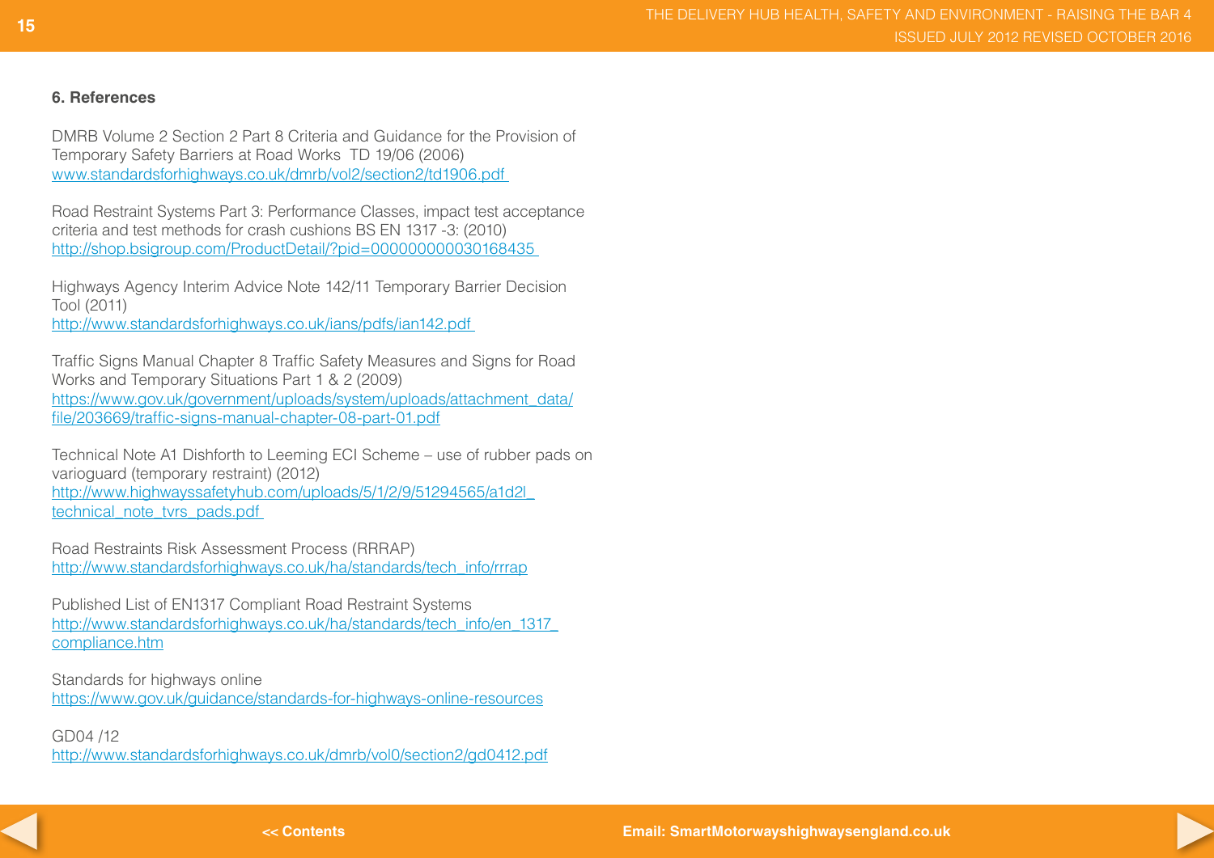## 6. References

DMRB Volume 2 Section 2 Part 8 Criteria and Guidance for the Provision of Temporary Safety Barriers at Road Works TD 19/06 (2006)
www.standardsforhighways.co.uk/dmrb/vol2/section2/td1906.pdf

Road Restraint Systems Part 3: Performance Classes, impact test acceptance criteria and test methods for crash cushions BS EN 1317 -3: (2010)
http://shop.bsigroup.com/ProductDetail/?pid=000000000030168435

Highways Agency Interim Advice Note 142/11 Temporary Barrier Decision Tool (2011)
http://www.standardsforhighways.co.uk/ians/pdfs/ian142.pdf

Traffic Signs Manual Chapter 8 Traffic Safety Measures and Signs for Road Works and Temporary Situations Part 1 & 2 (2009)
https://www.gov.uk/government/uploads/system/uploads/attachment_data/file/203669/traffic-signs-manual-chapter-08-part-01.pdf

Technical Note A1 Dishforth to Leeming ECI Scheme – use of rubber pads on varioguard (temporary restraint) (2012)
http://www.highwayssafetyhub.com/uploads/5/1/2/9/51294565/a1d2l_technical_note_tvrs_pads.pdf

Road Restraints Risk Assessment Process (RRRAP)
http://www.standardsforhighways.co.uk/ha/standards/tech_info/rrrap

Published List of EN1317 Compliant Road Restraint Systems
http://www.standardsforhighways.co.uk/ha/standards/tech_info/en_1317_compliance.htm

Standards for highways online
https://www.gov.uk/guidance/standards-for-highways-online-resources

GD04 /12
http://www.standardsforhighways.co.uk/dmrb/vol0/section2/gd0412.pdf